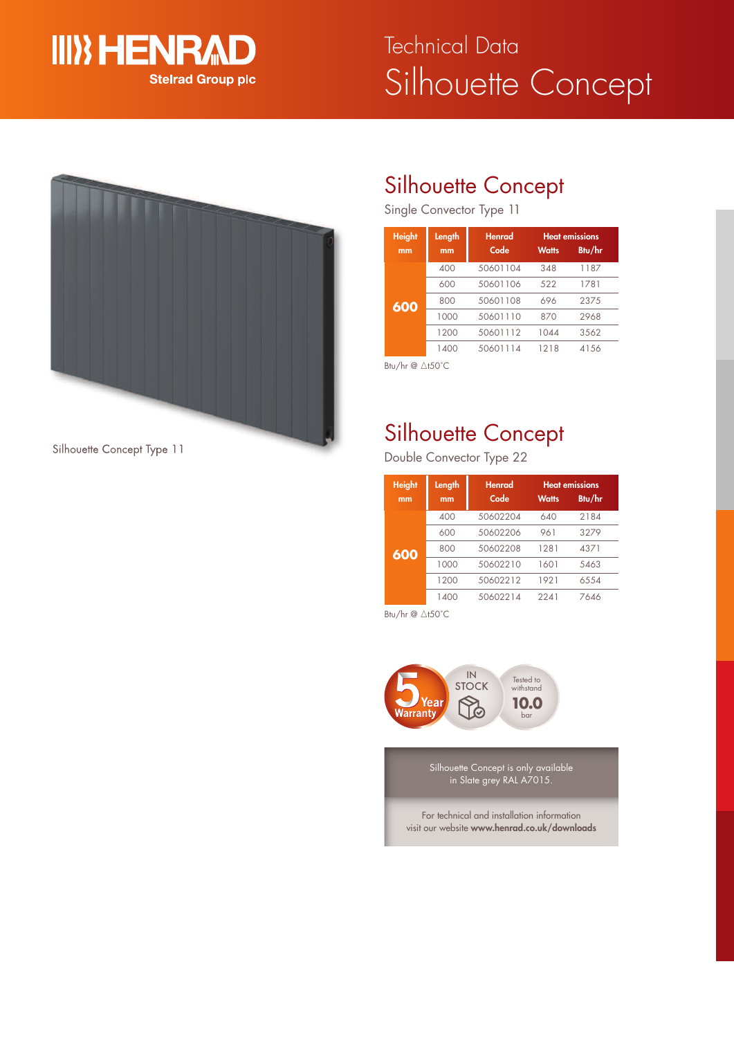# Technical Data
# Silhouette Concept

Silhouette Concept Type 11

## Silhouette Concept

Single Convector Type 11

| Height mm | Length mm | Henrad Code | Heat emissions Watts | Heat emissions Btu/hr |
|---|---|---|---|---|
| 600 | 400 | 50601104 | 348 | 1187 |
| | 600 | 50601106 | 522 | 1781 |
| | 800 | 50601108 | 696 | 2375 |
| | 1000 | 50601110 | 870 | 2968 |
| | 1200 | 50601112 | 1044 | 3562 |
| | 1400 | 50601114 | 1218 | 4156 |

Btu/hr @ $\Delta t50°C$

## Silhouette Concept

Double Convector Type 22

| Height mm | Length mm | Henrad Code | Heat emissions Watts | Heat emissions Btu/hr |
|---|---|---|---|---|
| 600 | 400 | 50602204 | 640 | 2184 |
| | 600 | 50602206 | 961 | 3279 |
| | 800 | 50602208 | 1281 | 4371 |
| | 1000 | 50602210 | 1601 | 5463 |
| | 1200 | 50602212 | 1921 | 6554 |
| | 1400 | 50602214 | 2241 | 7646 |

Btu/hr @ $\Delta t50°C$

5 Year Warranty

IN STOCK

Tested to withstand 10.0 bar

Silhouette Concept is only available in Slate grey RAL A7015.

For technical and installation information visit our website **www.henrad.co.uk/downloads**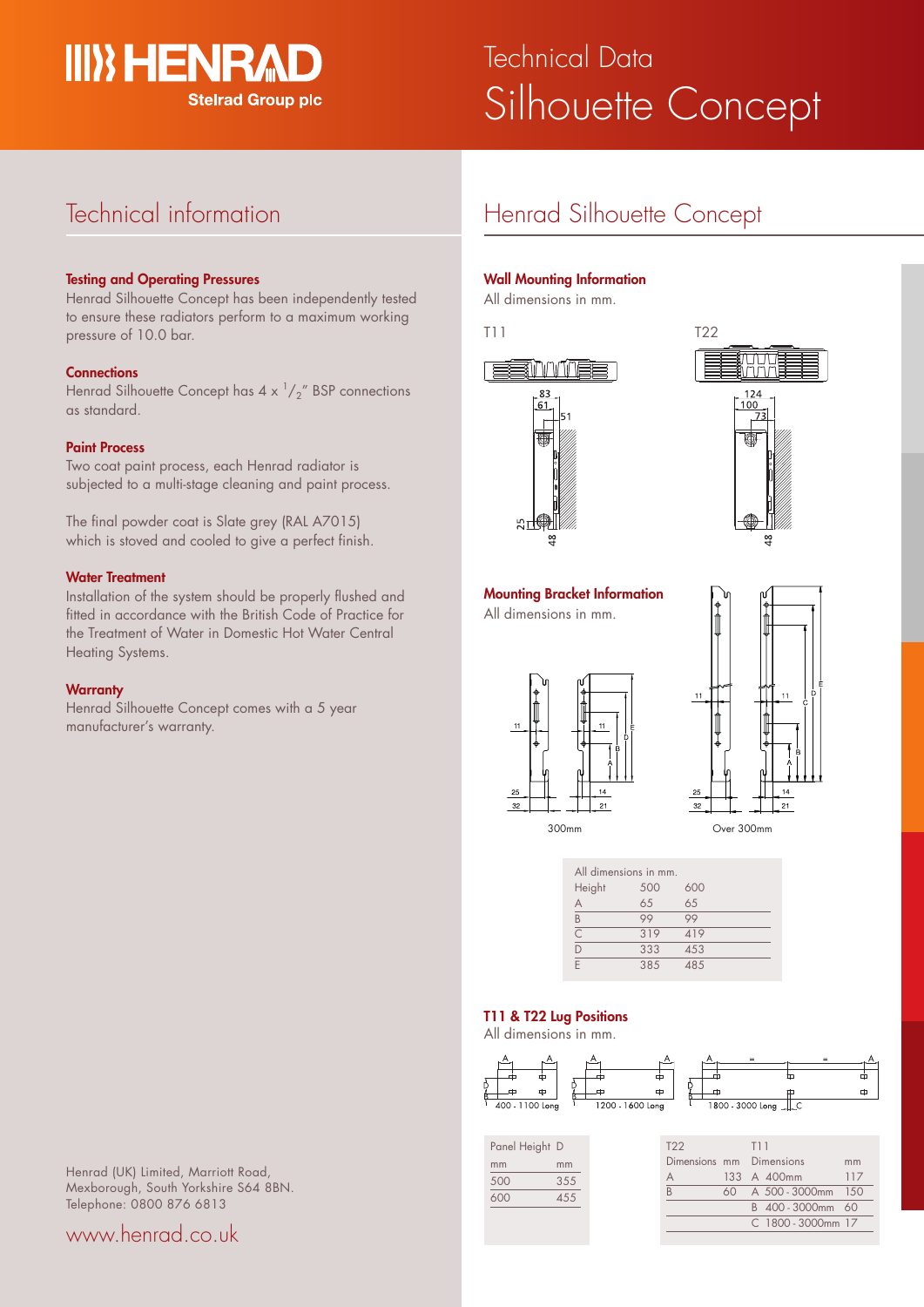# Technical Data
# Silhouette Concept

## Technical information

### Testing and Operating Pressures
Henrad Silhouette Concept has been independently tested to ensure these radiators perform to a maximum working pressure of 10.0 bar.

### Connections
Henrad Silhouette Concept has 4 x $^{1}/_{2}$" BSP connections as standard.

### Paint Process
Two coat paint process, each Henrad radiator is subjected to a multi-stage cleaning and paint process.

The final powder coat is Slate grey (RAL A7015) which is stoved and cooled to give a perfect finish.

### Water Treatment
Installation of the system should be properly flushed and fitted in accordance with the British Code of Practice for the Treatment of Water in Domestic Hot Water Central Heating Systems.

### Warranty
Henrad Silhouette Concept comes with a 5 year manufacturer's warranty.

Henrad (UK) Limited, Marriott Road,
Mexborough, South Yorkshire S64 8BN.
Telephone: 0800 876 6813

www.henrad.co.uk

## Henrad Silhouette Concept

### Wall Mounting Information
All dimensions in mm.

T11

83
61
51
25
48

T22

124
100
73
48

### Mounting Bracket Information
All dimensions in mm.

11
25
32
14
21
A B D E

300mm

11
25
32
14
21
A B C D E

Over 300mm

All dimensions in mm.

| Height | 500 | 600 |
|---|---|---|
| A | 65 | 65 |
| B | 99 | 99 |
| C | 319 | 419 |
| D | 333 | 453 |
| E | 385 | 485 |

### T11 & T22 Lug Positions
All dimensions in mm.

A A D B 400 - 1100 Long

A A D B 1200 - 1600 Long

A = = A D B 1800 - 3000 Long C

| Panel Height mm | D mm |
|---|---|
| 500 | 355 |
| 600 | 455 |

| T22 Dimensions | mm | T11 Dimensions | mm |
|---|---|---|---|
| A | 133 | A 400mm | 117 |
| B | 60 | A 500 - 3000mm | 150 |
| | | B 400 - 3000mm | 60 |
| | | C 1800 - 3000mm | 17 |